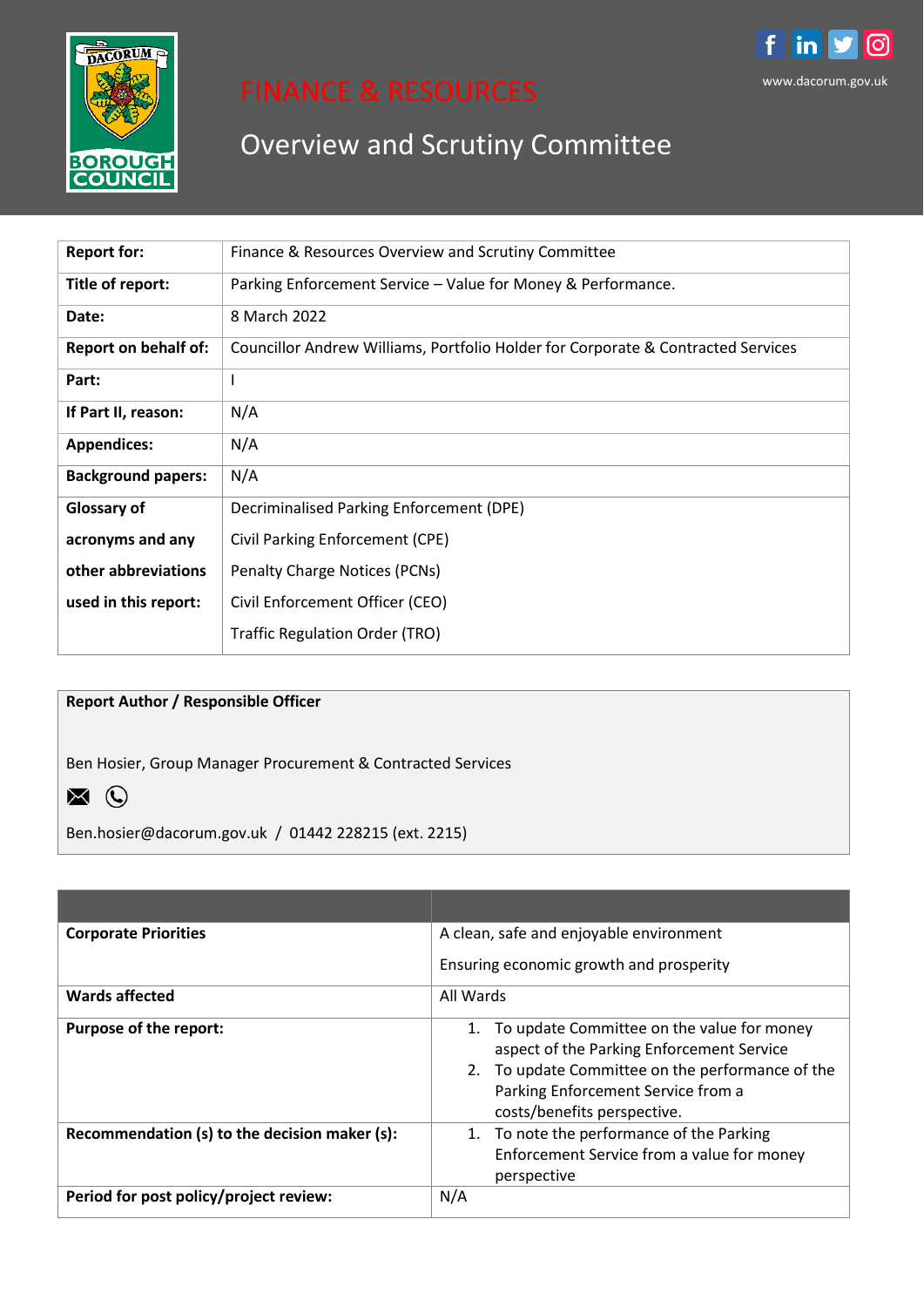# FINANCE & RESOURCES

## Overview and Scrutiny Committee

www.dacorum.gov.uk

| | |
|---|---|
| **Report for:** | Finance & Resources Overview and Scrutiny Committee |
| **Title of report:** | Parking Enforcement Service – Value for Money & Performance. |
| **Date:** | 8 March 2022 |
| **Report on behalf of:** | Councillor Andrew Williams, Portfolio Holder for Corporate & Contracted Services |
| **Part:** | I |
| **If Part II, reason:** | N/A |
| **Appendices:** | N/A |
| **Background papers:** | N/A |
| **Glossary of acronyms and any other abbreviations used in this report:** | Decriminalised Parking Enforcement (DPE)<br>Civil Parking Enforcement (CPE)<br>Penalty Charge Notices (PCNs)<br>Civil Enforcement Officer (CEO)<br>Traffic Regulation Order (TRO) |

**Report Author / Responsible Officer**

Ben Hosier, Group Manager Procurement & Contracted Services

Ben.hosier@dacorum.gov.uk / 01442 228215 (ext. 2215)

| | |
|---|---|
| **Corporate Priorities** | A clean, safe and enjoyable environment<br>Ensuring economic growth and prosperity |
| **Wards affected** | All Wards |
| **Purpose of the report:** | 1. To update Committee on the value for money aspect of the Parking Enforcement Service<br>2. To update Committee on the performance of the Parking Enforcement Service from a costs/benefits perspective. |
| **Recommendation (s) to the decision maker (s):** | 1. To note the performance of the Parking Enforcement Service from a value for money perspective |
| **Period for post policy/project review:** | N/A |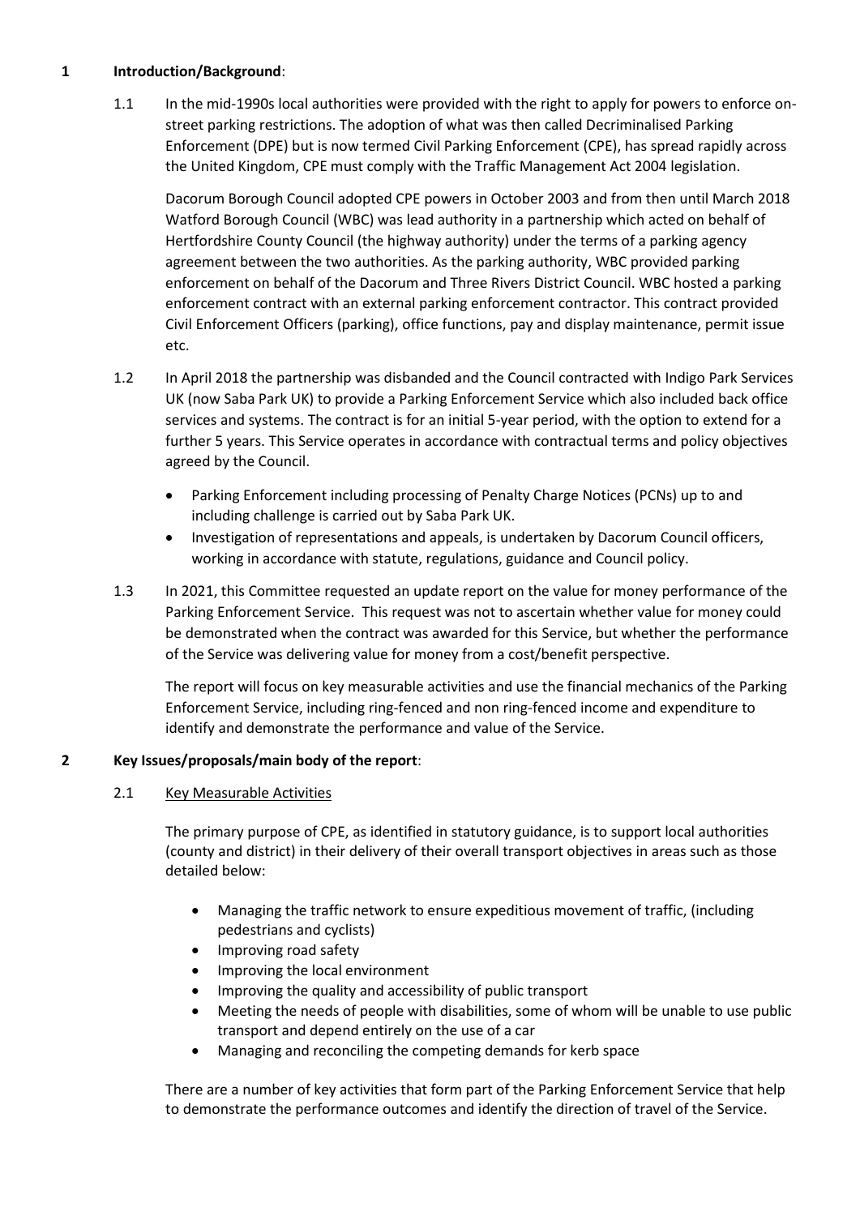## 1 Introduction/Background:

1.1 In the mid-1990s local authorities were provided with the right to apply for powers to enforce on-street parking restrictions. The adoption of what was then called Decriminalised Parking Enforcement (DPE) but is now termed Civil Parking Enforcement (CPE), has spread rapidly across the United Kingdom, CPE must comply with the Traffic Management Act 2004 legislation.

Dacorum Borough Council adopted CPE powers in October 2003 and from then until March 2018 Watford Borough Council (WBC) was lead authority in a partnership which acted on behalf of Hertfordshire County Council (the highway authority) under the terms of a parking agency agreement between the two authorities. As the parking authority, WBC provided parking enforcement on behalf of the Dacorum and Three Rivers District Council. WBC hosted a parking enforcement contract with an external parking enforcement contractor. This contract provided Civil Enforcement Officers (parking), office functions, pay and display maintenance, permit issue etc.

1.2 In April 2018 the partnership was disbanded and the Council contracted with Indigo Park Services UK (now Saba Park UK) to provide a Parking Enforcement Service which also included back office services and systems. The contract is for an initial 5-year period, with the option to extend for a further 5 years. This Service operates in accordance with contractual terms and policy objectives agreed by the Council.

- Parking Enforcement including processing of Penalty Charge Notices (PCNs) up to and including challenge is carried out by Saba Park UK.
- Investigation of representations and appeals, is undertaken by Dacorum Council officers, working in accordance with statute, regulations, guidance and Council policy.

1.3 In 2021, this Committee requested an update report on the value for money performance of the Parking Enforcement Service. This request was not to ascertain whether value for money could be demonstrated when the contract was awarded for this Service, but whether the performance of the Service was delivering value for money from a cost/benefit perspective.

The report will focus on key measurable activities and use the financial mechanics of the Parking Enforcement Service, including ring-fenced and non ring-fenced income and expenditure to identify and demonstrate the performance and value of the Service.

## 2 Key Issues/proposals/main body of the report:

### 2.1 Key Measurable Activities

The primary purpose of CPE, as identified in statutory guidance, is to support local authorities (county and district) in their delivery of their overall transport objectives in areas such as those detailed below:

- Managing the traffic network to ensure expeditious movement of traffic, (including pedestrians and cyclists)
- Improving road safety
- Improving the local environment
- Improving the quality and accessibility of public transport
- Meeting the needs of people with disabilities, some of whom will be unable to use public transport and depend entirely on the use of a car
- Managing and reconciling the competing demands for kerb space

There are a number of key activities that form part of the Parking Enforcement Service that help to demonstrate the performance outcomes and identify the direction of travel of the Service.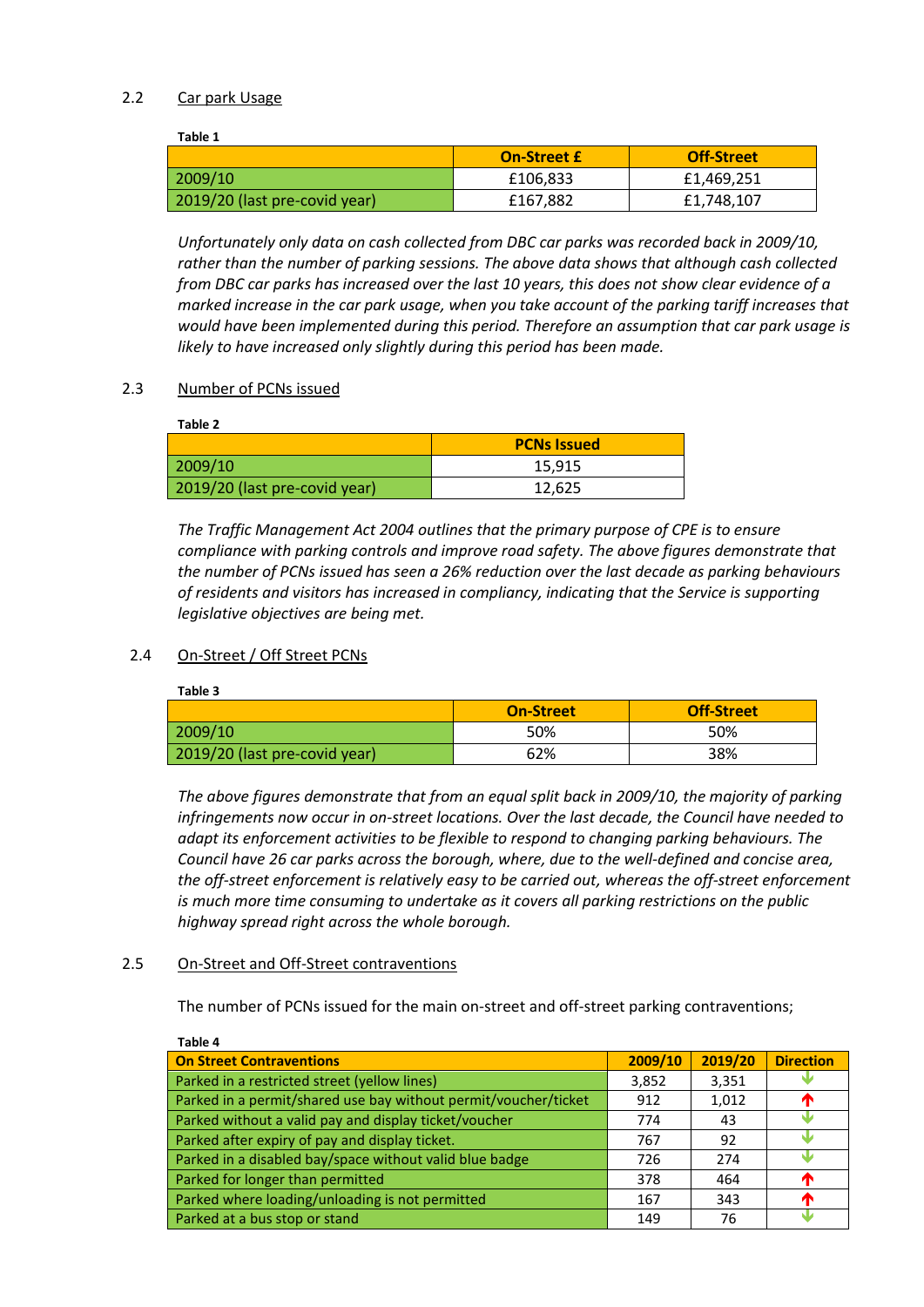## 2.2 Car park Usage

**Table 1**

| | On-Street £ | Off-Street |
|---|---|---|
| 2009/10 | £106,833 | £1,469,251 |
| 2019/20 (last pre-covid year) | £167,882 | £1,748,107 |

*Unfortunately only data on cash collected from DBC car parks was recorded back in 2009/10, rather than the number of parking sessions. The above data shows that although cash collected from DBC car parks has increased over the last 10 years, this does not show clear evidence of a marked increase in the car park usage, when you take account of the parking tariff increases that would have been implemented during this period. Therefore an assumption that car park usage is likely to have increased only slightly during this period has been made.*

## 2.3 Number of PCNs issued

**Table 2**

| | PCNs Issued |
|---|---|
| 2009/10 | 15,915 |
| 2019/20 (last pre-covid year) | 12,625 |

*The Traffic Management Act 2004 outlines that the primary purpose of CPE is to ensure compliance with parking controls and improve road safety. The above figures demonstrate that the number of PCNs issued has seen a 26% reduction over the last decade as parking behaviours of residents and visitors has increased in compliancy, indicating that the Service is supporting legislative objectives are being met.*

## 2.4 On-Street / Off Street PCNs

**Table 3**

| | On-Street | Off-Street |
|---|---|---|
| 2009/10 | 50% | 50% |
| 2019/20 (last pre-covid year) | 62% | 38% |

*The above figures demonstrate that from an equal split back in 2009/10, the majority of parking infringements now occur in on-street locations. Over the last decade, the Council have needed to adapt its enforcement activities to be flexible to respond to changing parking behaviours. The Council have 26 car parks across the borough, where, due to the well-defined and concise area, the off-street enforcement is relatively easy to be carried out, whereas the off-street enforcement is much more time consuming to undertake as it covers all parking restrictions on the public highway spread right across the whole borough.*

## 2.5 On-Street and Off-Street contraventions

The number of PCNs issued for the main on-street and off-street parking contraventions;

**Table 4**

| On Street Contraventions | 2009/10 | 2019/20 | Direction |
|---|---|---|---|
| Parked in a restricted street (yellow lines) | 3,852 | 3,351 | ↓ |
| Parked in a permit/shared use bay without permit/voucher/ticket | 912 | 1,012 | ↑ |
| Parked without a valid pay and display ticket/voucher | 774 | 43 | ↓ |
| Parked after expiry of pay and display ticket. | 767 | 92 | ↓ |
| Parked in a disabled bay/space without valid blue badge | 726 | 274 | ↓ |
| Parked for longer than permitted | 378 | 464 | ↑ |
| Parked where loading/unloading is not permitted | 167 | 343 | ↑ |
| Parked at a bus stop or stand | 149 | 76 | ↓ |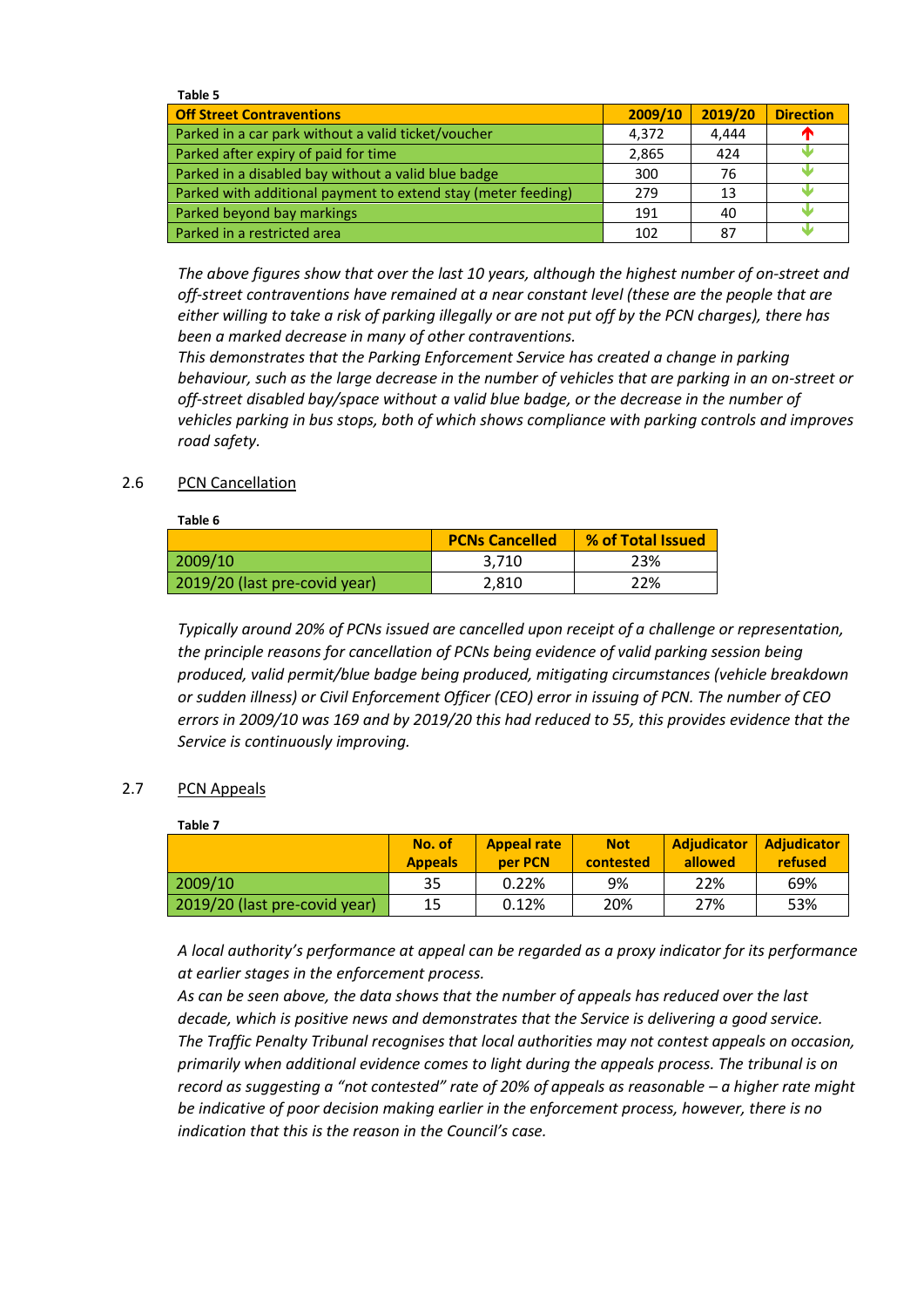**Table 5**

| Off Street Contraventions | 2009/10 | 2019/20 | Direction |
|---|---|---|---|
| Parked in a car park without a valid ticket/voucher | 4,372 | 4,444 | ↑ |
| Parked after expiry of paid for time | 2,865 | 424 | ↓ |
| Parked in a disabled bay without a valid blue badge | 300 | 76 | ↓ |
| Parked with additional payment to extend stay (meter feeding) | 279 | 13 | ↓ |
| Parked beyond bay markings | 191 | 40 | ↓ |
| Parked in a restricted area | 102 | 87 | ↓ |

*The above figures show that over the last 10 years, although the highest number of on-street and off-street contraventions have remained at a near constant level (these are the people that are either willing to take a risk of parking illegally or are not put off by the PCN charges), there has been a marked decrease in many of other contraventions.*

*This demonstrates that the Parking Enforcement Service has created a change in parking behaviour, such as the large decrease in the number of vehicles that are parking in an on-street or off-street disabled bay/space without a valid blue badge, or the decrease in the number of vehicles parking in bus stops, both of which shows compliance with parking controls and improves road safety.*

2.6 PCN Cancellation

**Table 6**

| | PCNs Cancelled | % of Total Issued |
|---|---|---|
| 2009/10 | 3,710 | 23% |
| 2019/20 (last pre-covid year) | 2,810 | 22% |

*Typically around 20% of PCNs issued are cancelled upon receipt of a challenge or representation, the principle reasons for cancellation of PCNs being evidence of valid parking session being produced, valid permit/blue badge being produced, mitigating circumstances (vehicle breakdown or sudden illness) or Civil Enforcement Officer (CEO) error in issuing of PCN. The number of CEO errors in 2009/10 was 169 and by 2019/20 this had reduced to 55, this provides evidence that the Service is continuously improving.*

2.7 PCN Appeals

**Table 7**

| | No. of Appeals | Appeal rate per PCN | Not contested | Adjudicator allowed | Adjudicator refused |
|---|---|---|---|---|---|
| 2009/10 | 35 | 0.22% | 9% | 22% | 69% |
| 2019/20 (last pre-covid year) | 15 | 0.12% | 20% | 27% | 53% |

*A local authority's performance at appeal can be regarded as a proxy indicator for its performance at earlier stages in the enforcement process.*

*As can be seen above, the data shows that the number of appeals has reduced over the last decade, which is positive news and demonstrates that the Service is delivering a good service.*

*The Traffic Penalty Tribunal recognises that local authorities may not contest appeals on occasion, primarily when additional evidence comes to light during the appeals process. The tribunal is on record as suggesting a "not contested" rate of 20% of appeals as reasonable – a higher rate might be indicative of poor decision making earlier in the enforcement process, however, there is no indication that this is the reason in the Council's case.*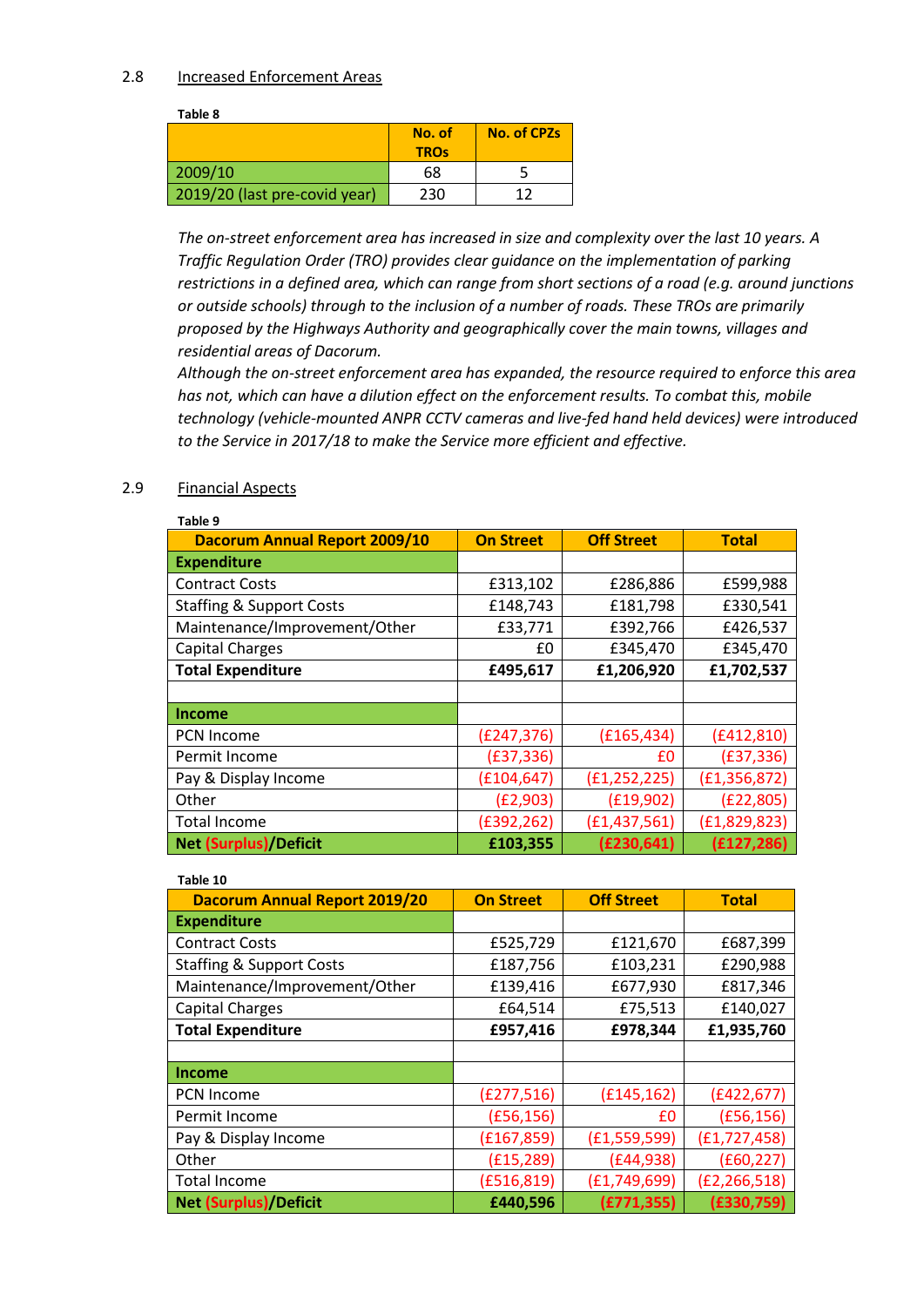2.8 Increased Enforcement Areas

**Table 8**

| | No. of TROs | No. of CPZs |
|---|---|---|
| 2009/10 | 68 | 5 |
| 2019/20 (last pre-covid year) | 230 | 12 |

*The on-street enforcement area has increased in size and complexity over the last 10 years. A Traffic Regulation Order (TRO) provides clear guidance on the implementation of parking restrictions in a defined area, which can range from short sections of a road (e.g. around junctions or outside schools) through to the inclusion of a number of roads. These TROs are primarily proposed by the Highways Authority and geographically cover the main towns, villages and residential areas of Dacorum.*

*Although the on-street enforcement area has expanded, the resource required to enforce this area has not, which can have a dilution effect on the enforcement results. To combat this, mobile technology (vehicle-mounted ANPR CCTV cameras and live-fed hand held devices) were introduced to the Service in 2017/18 to make the Service more efficient and effective.*

2.9 Financial Aspects

**Table 9**

| Dacorum Annual Report 2009/10 | On Street | Off Street | Total |
|---|---|---|---|
| **Expenditure** | | | |
| Contract Costs | £313,102 | £286,886 | £599,988 |
| Staffing & Support Costs | £148,743 | £181,798 | £330,541 |
| Maintenance/Improvement/Other | £33,771 | £392,766 | £426,537 |
| Capital Charges | £0 | £345,470 | £345,470 |
| **Total Expenditure** | **£495,617** | **£1,206,920** | **£1,702,537** |
| | | | |
| **Income** | | | |
| PCN Income | (£247,376) | (£165,434) | (£412,810) |
| Permit Income | (£37,336) | £0 | (£37,336) |
| Pay & Display Income | (£104,647) | (£1,252,225) | (£1,356,872) |
| Other | (£2,903) | (£19,902) | (£22,805) |
| Total Income | (£392,262) | (£1,437,561) | (£1,829,823) |
| **Net (Surplus)/Deficit** | **£103,355** | **(£230,641)** | **(£127,286)** |

**Table 10**

| Dacorum Annual Report 2019/20 | On Street | Off Street | Total |
|---|---|---|---|
| **Expenditure** | | | |
| Contract Costs | £525,729 | £121,670 | £687,399 |
| Staffing & Support Costs | £187,756 | £103,231 | £290,988 |
| Maintenance/Improvement/Other | £139,416 | £677,930 | £817,346 |
| Capital Charges | £64,514 | £75,513 | £140,027 |
| **Total Expenditure** | **£957,416** | **£978,344** | **£1,935,760** |
| | | | |
| **Income** | | | |
| PCN Income | (£277,516) | (£145,162) | (£422,677) |
| Permit Income | (£56,156) | £0 | (£56,156) |
| Pay & Display Income | (£167,859) | (£1,559,599) | (£1,727,458) |
| Other | (£15,289) | (£44,938) | (£60,227) |
| Total Income | (£516,819) | (£1,749,699) | (£2,266,518) |
| **Net (Surplus)/Deficit** | **£440,596** | **(£771,355)** | **(£330,759)** |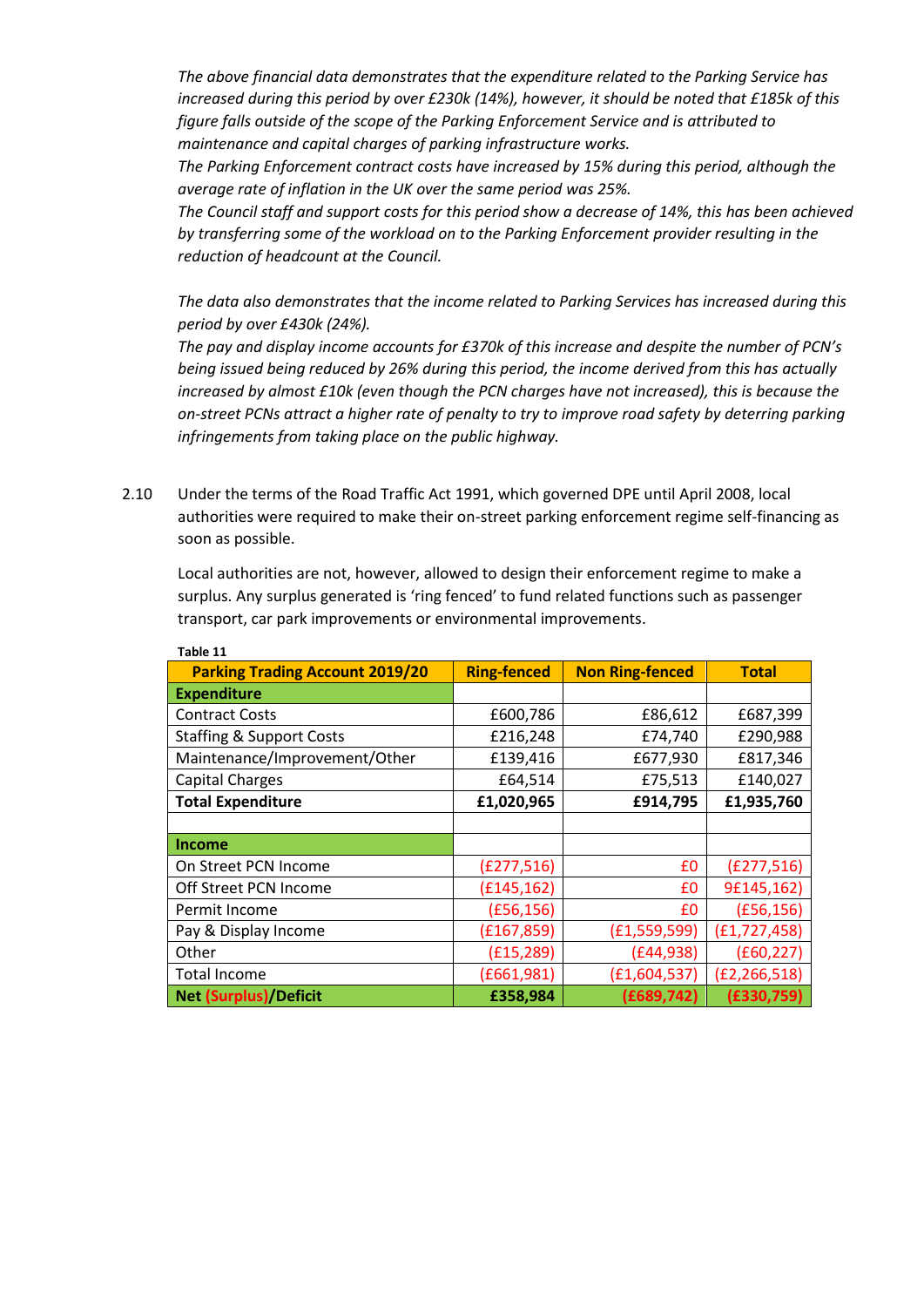*The above financial data demonstrates that the expenditure related to the Parking Service has increased during this period by over £230k (14%), however, it should be noted that £185k of this figure falls outside of the scope of the Parking Enforcement Service and is attributed to maintenance and capital charges of parking infrastructure works.*
*The Parking Enforcement contract costs have increased by 15% during this period, although the average rate of inflation in the UK over the same period was 25%.*
*The Council staff and support costs for this period show a decrease of 14%, this has been achieved by transferring some of the workload on to the Parking Enforcement provider resulting in the reduction of headcount at the Council.*

*The data also demonstrates that the income related to Parking Services has increased during this period by over £430k (24%).*
*The pay and display income accounts for £370k of this increase and despite the number of PCN's being issued being reduced by 26% during this period, the income derived from this has actually increased by almost £10k (even though the PCN charges have not increased), this is because the on-street PCNs attract a higher rate of penalty to try to improve road safety by deterring parking infringements from taking place on the public highway.*

2.10 Under the terms of the Road Traffic Act 1991, which governed DPE until April 2008, local authorities were required to make their on-street parking enforcement regime self-financing as soon as possible.

Local authorities are not, however, allowed to design their enforcement regime to make a surplus. Any surplus generated is 'ring fenced' to fund related functions such as passenger transport, car park improvements or environmental improvements.

**Table 11**

| **Parking Trading Account 2019/20** | **Ring-fenced** | **Non Ring-fenced** | **Total** |
|---|---|---|---|
| **Expenditure** | | | |
| Contract Costs | £600,786 | £86,612 | £687,399 |
| Staffing & Support Costs | £216,248 | £74,740 | £290,988 |
| Maintenance/Improvement/Other | £139,416 | £677,930 | £817,346 |
| Capital Charges | £64,514 | £75,513 | £140,027 |
| **Total Expenditure** | **£1,020,965** | **£914,795** | **£1,935,760** |
| | | | |
| **Income** | | | |
| On Street PCN Income | (£277,516) | £0 | (£277,516) |
| Off Street PCN Income | (£145,162) | £0 | 9£145,162) |
| Permit Income | (£56,156) | £0 | (£56,156) |
| Pay & Display Income | (£167,859) | (£1,559,599) | (£1,727,458) |
| Other | (£15,289) | (£44,938) | (£60,227) |
| Total Income | (£661,981) | (£1,604,537) | (£2,266,518) |
| **Net (Surplus)/Deficit** | **£358,984** | **(£689,742)** | **(£330,759)** |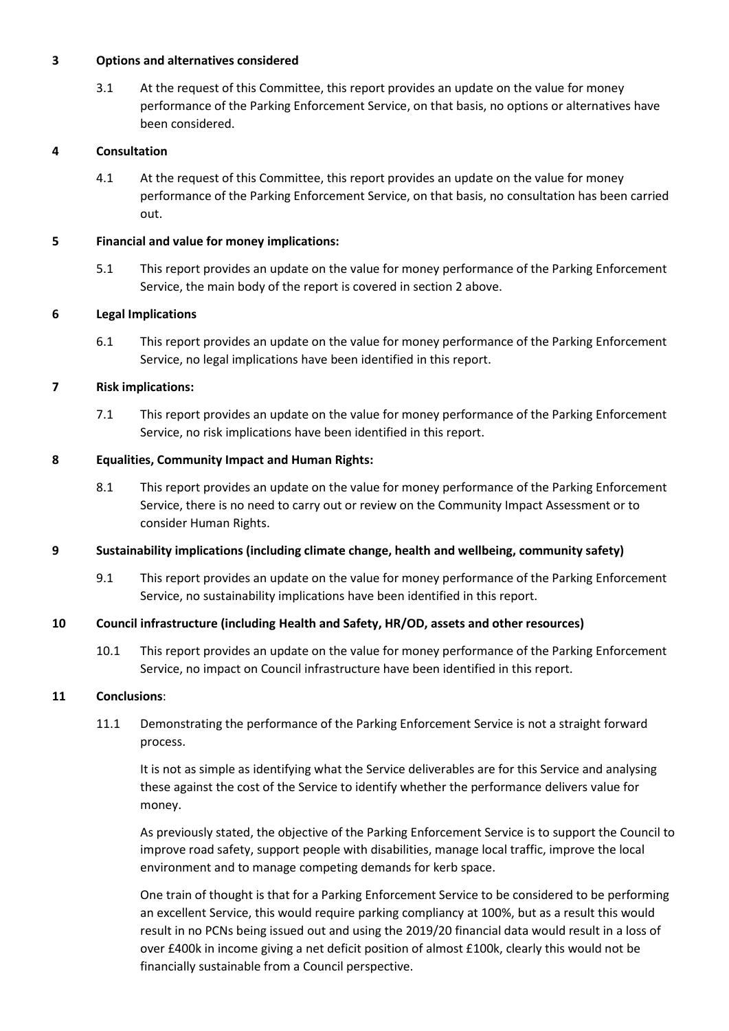## 3 Options and alternatives considered

3.1 At the request of this Committee, this report provides an update on the value for money performance of the Parking Enforcement Service, on that basis, no options or alternatives have been considered.

## 4 Consultation

4.1 At the request of this Committee, this report provides an update on the value for money performance of the Parking Enforcement Service, on that basis, no consultation has been carried out.

## 5 Financial and value for money implications:

5.1 This report provides an update on the value for money performance of the Parking Enforcement Service, the main body of the report is covered in section 2 above.

## 6 Legal Implications

6.1 This report provides an update on the value for money performance of the Parking Enforcement Service, no legal implications have been identified in this report.

## 7 Risk implications:

7.1 This report provides an update on the value for money performance of the Parking Enforcement Service, no risk implications have been identified in this report.

## 8 Equalities, Community Impact and Human Rights:

8.1 This report provides an update on the value for money performance of the Parking Enforcement Service, there is no need to carry out or review on the Community Impact Assessment or to consider Human Rights.

## 9 Sustainability implications (including climate change, health and wellbeing, community safety)

9.1 This report provides an update on the value for money performance of the Parking Enforcement Service, no sustainability implications have been identified in this report.

## 10 Council infrastructure (including Health and Safety, HR/OD, assets and other resources)

10.1 This report provides an update on the value for money performance of the Parking Enforcement Service, no impact on Council infrastructure have been identified in this report.

## 11 Conclusions:

11.1 Demonstrating the performance of the Parking Enforcement Service is not a straight forward process.

It is not as simple as identifying what the Service deliverables are for this Service and analysing these against the cost of the Service to identify whether the performance delivers value for money.

As previously stated, the objective of the Parking Enforcement Service is to support the Council to improve road safety, support people with disabilities, manage local traffic, improve the local environment and to manage competing demands for kerb space.

One train of thought is that for a Parking Enforcement Service to be considered to be performing an excellent Service, this would require parking compliancy at 100%, but as a result this would result in no PCNs being issued out and using the 2019/20 financial data would result in a loss of over £400k in income giving a net deficit position of almost £100k, clearly this would not be financially sustainable from a Council perspective.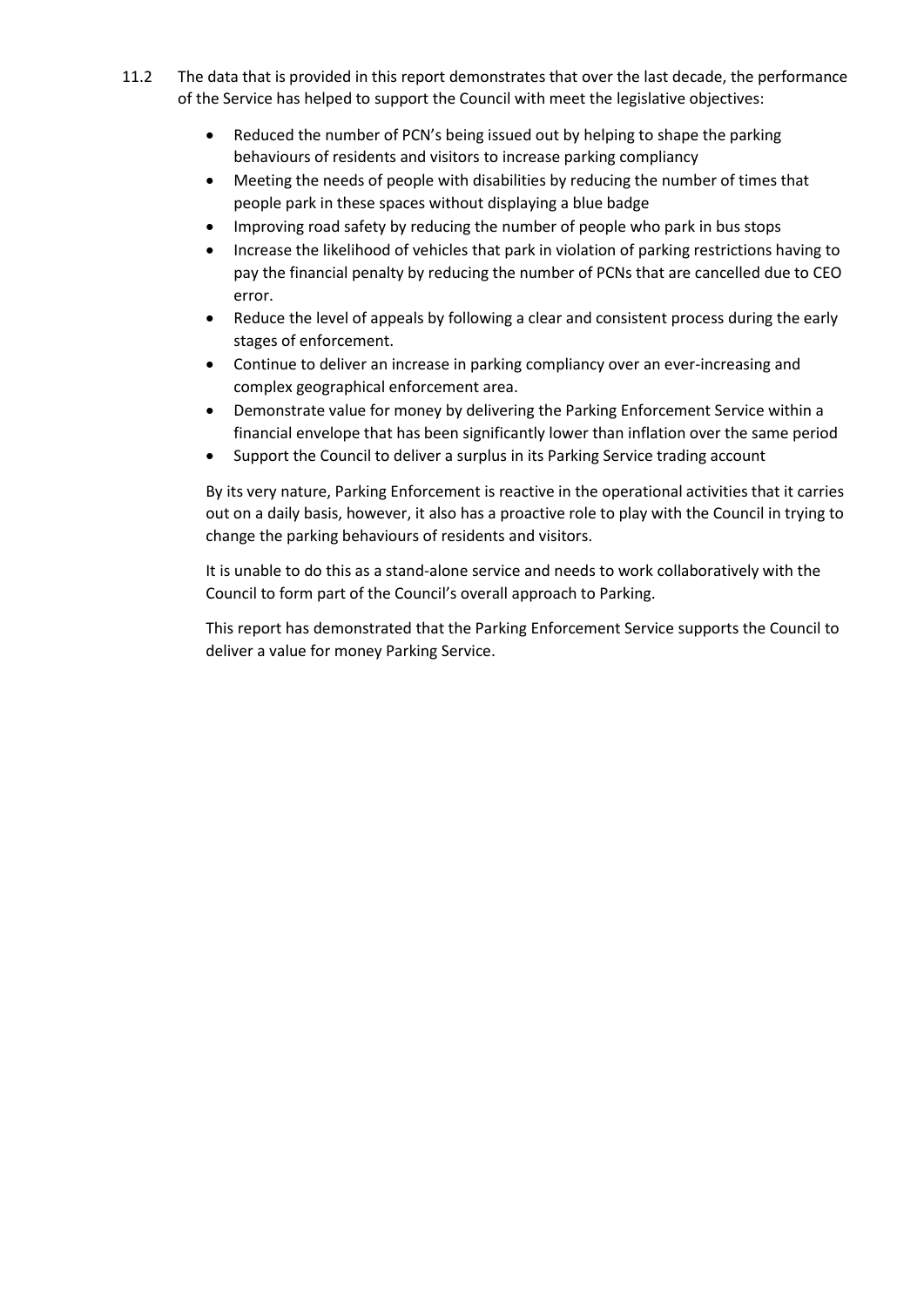11.2 The data that is provided in this report demonstrates that over the last decade, the performance of the Service has helped to support the Council with meet the legislative objectives:

- Reduced the number of PCN's being issued out by helping to shape the parking behaviours of residents and visitors to increase parking compliancy
- Meeting the needs of people with disabilities by reducing the number of times that people park in these spaces without displaying a blue badge
- Improving road safety by reducing the number of people who park in bus stops
- Increase the likelihood of vehicles that park in violation of parking restrictions having to pay the financial penalty by reducing the number of PCNs that are cancelled due to CEO error.
- Reduce the level of appeals by following a clear and consistent process during the early stages of enforcement.
- Continue to deliver an increase in parking compliancy over an ever-increasing and complex geographical enforcement area.
- Demonstrate value for money by delivering the Parking Enforcement Service within a financial envelope that has been significantly lower than inflation over the same period
- Support the Council to deliver a surplus in its Parking Service trading account

By its very nature, Parking Enforcement is reactive in the operational activities that it carries out on a daily basis, however, it also has a proactive role to play with the Council in trying to change the parking behaviours of residents and visitors.

It is unable to do this as a stand-alone service and needs to work collaboratively with the Council to form part of the Council's overall approach to Parking.

This report has demonstrated that the Parking Enforcement Service supports the Council to deliver a value for money Parking Service.